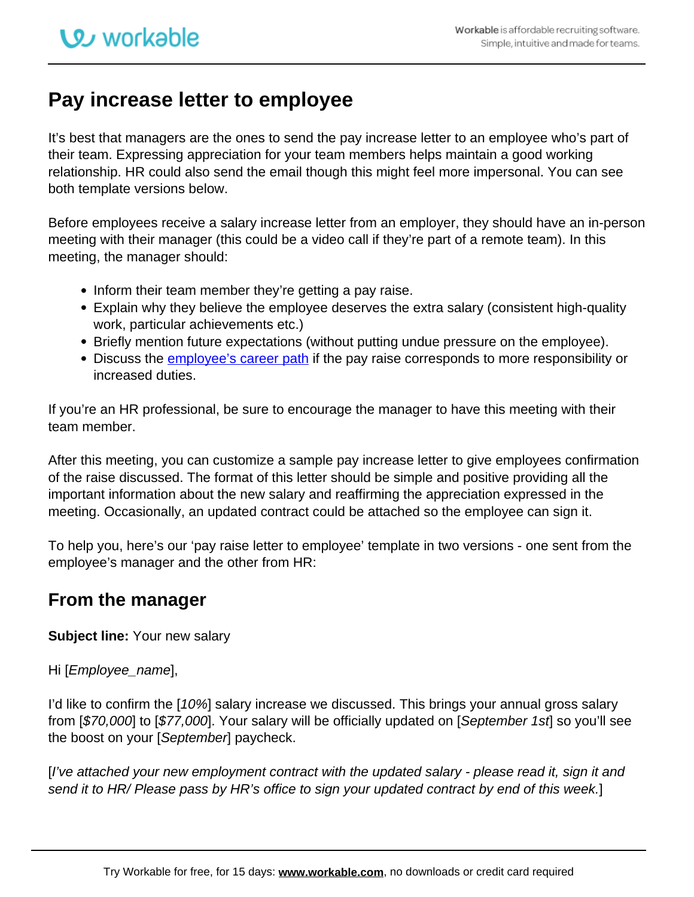# Pay increase letter to employee

It's best that managers are the ones to send the pay increase letter to an employee who's part of their team. Expressing appreciation for your team members helps maintain a good working relationship. HR could also send the email though this might feel more impersonal. You can see both template versions below.

Before employees receive a salary increase letter from an employer, they should have an in-person meeting with their manager (this could be a video call if they're part of a remote team). In this meeting, the manager should:

- Inform their team member they're getting a pay raise.
- Explain why they believe the employee deserves the extra salary (consistent high-quality work, particular achievements etc.)
- Briefly mention future expectations (without putting undue pressure on the employee).
- Discuss the [employee's career path]() if the pay raise corresponds to more responsibility or increased duties.

If you're an HR professional, be sure to encourage the manager to have this meeting with their team member.

After this meeting, you can customize a sample pay increase letter to give employees confirmation of the raise discussed. The format of this letter should be simple and positive providing all the important information about the new salary and reaffirming the appreciation expressed in the meeting. Occasionally, an updated contract could be attached so the employee can sign it.

To help you, here's our 'pay raise letter to employee' template in two versions - one sent from the employee's manager and the other from HR:

## From the manager

**Subject line:** Your new salary

Hi [*Employee_name*],

I'd like to confirm the [*10%*] salary increase we discussed. This brings your annual gross salary from [*$70,000*] to [*$77,000*]. Your salary will be officially updated on [*September 1st*] so you'll see the boost on your [*September*] paycheck.

[*I've attached your new employment contract with the updated salary - please read it, sign it and send it to HR/ Please pass by HR's office to sign your updated contract by end of this week.*]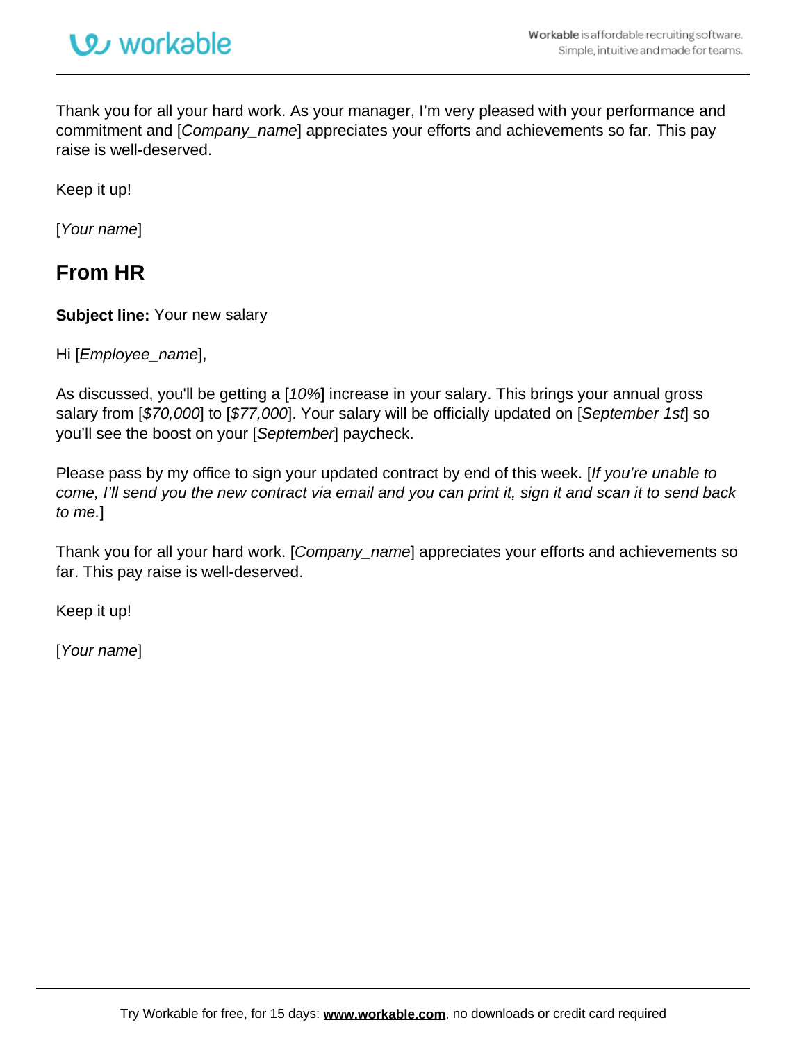Thank you for all your hard work. As your manager, I'm very pleased with your performance and commitment and [*Company_name*] appreciates your efforts and achievements so far. This pay raise is well-deserved.

Keep it up!

[*Your name*]

## From HR

**Subject line:** Your new salary

Hi [*Employee_name*],

As discussed, you'll be getting a [*10%*] increase in your salary. This brings your annual gross salary from [*$70,000*] to [*$77,000*]. Your salary will be officially updated on [*September 1st*] so you'll see the boost on your [*September*] paycheck.

Please pass by my office to sign your updated contract by end of this week. [*If you're unable to come, I'll send you the new contract via email and you can print it, sign it and scan it to send back to me.*]

Thank you for all your hard work. [*Company_name*] appreciates your efforts and achievements so far. This pay raise is well-deserved.

Keep it up!

[*Your name*]